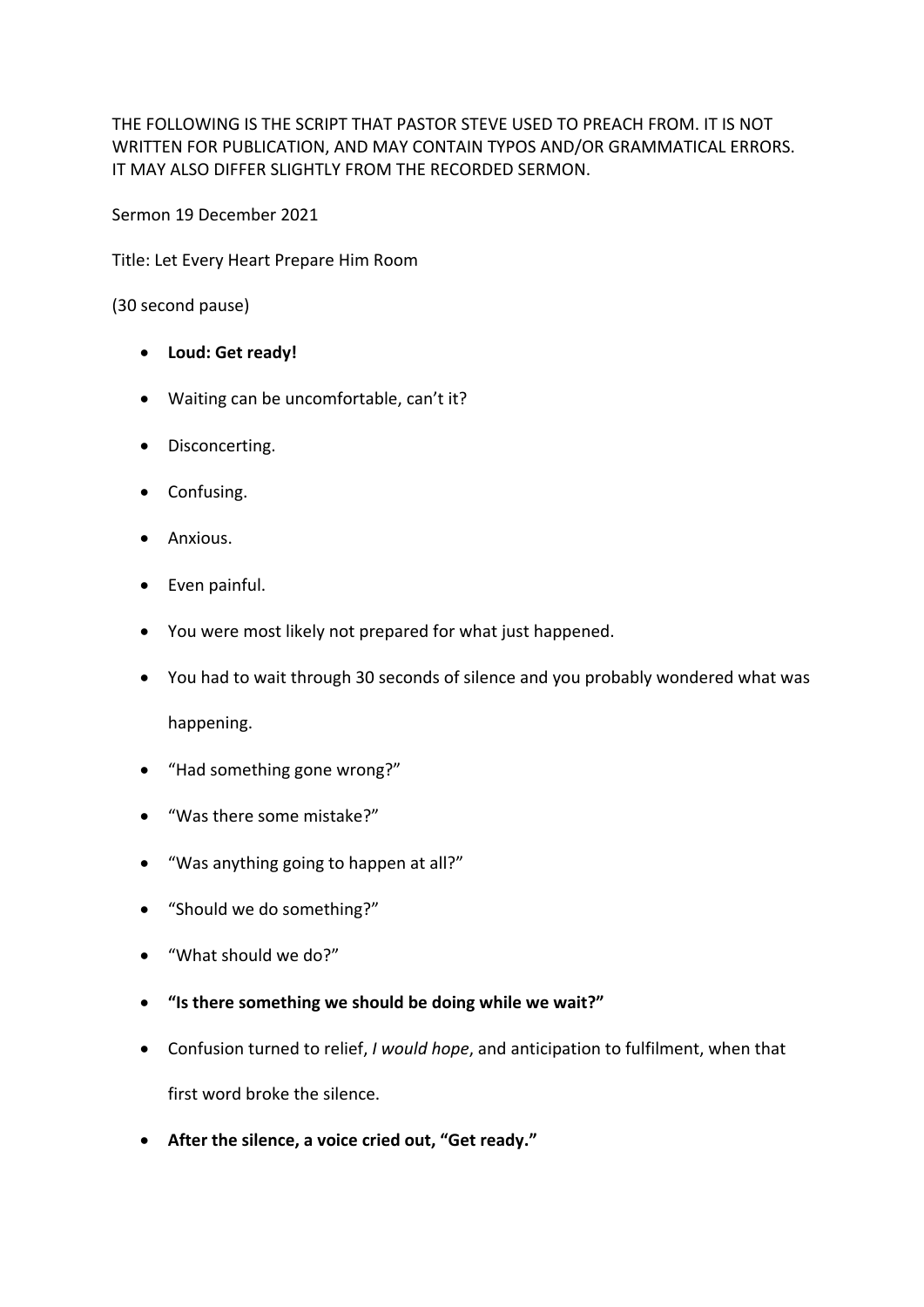THE FOLLOWING IS THE SCRIPT THAT PASTOR STEVE USED TO PREACH FROM. IT IS NOT WRITTEN FOR PUBLICATION, AND MAY CONTAIN TYPOS AND/OR GRAMMATICAL ERRORS. IT MAY ALSO DIFFER SLIGHTLY FROM THE RECORDED SERMON.

Sermon 19 December 2021

Title: Let Every Heart Prepare Him Room

(30 second pause)

- **Loud: Get ready!**
- Waiting can be uncomfortable, can't it?
- Disconcerting.
- Confusing.
- Anxious.
- Even painful.
- You were most likely not prepared for what just happened.
- You had to wait through 30 seconds of silence and you probably wondered what was happening.
- "Had something gone wrong?"
- "Was there some mistake?"
- "Was anything going to happen at all?"
- "Should we do something?"
- "What should we do?"
- **"Is there something we should be doing while we wait?"**
- Confusion turned to relief, *I would hope*, and anticipation to fulfilment, when that first word broke the silence.
- **After the silence, a voice cried out, "Get ready."**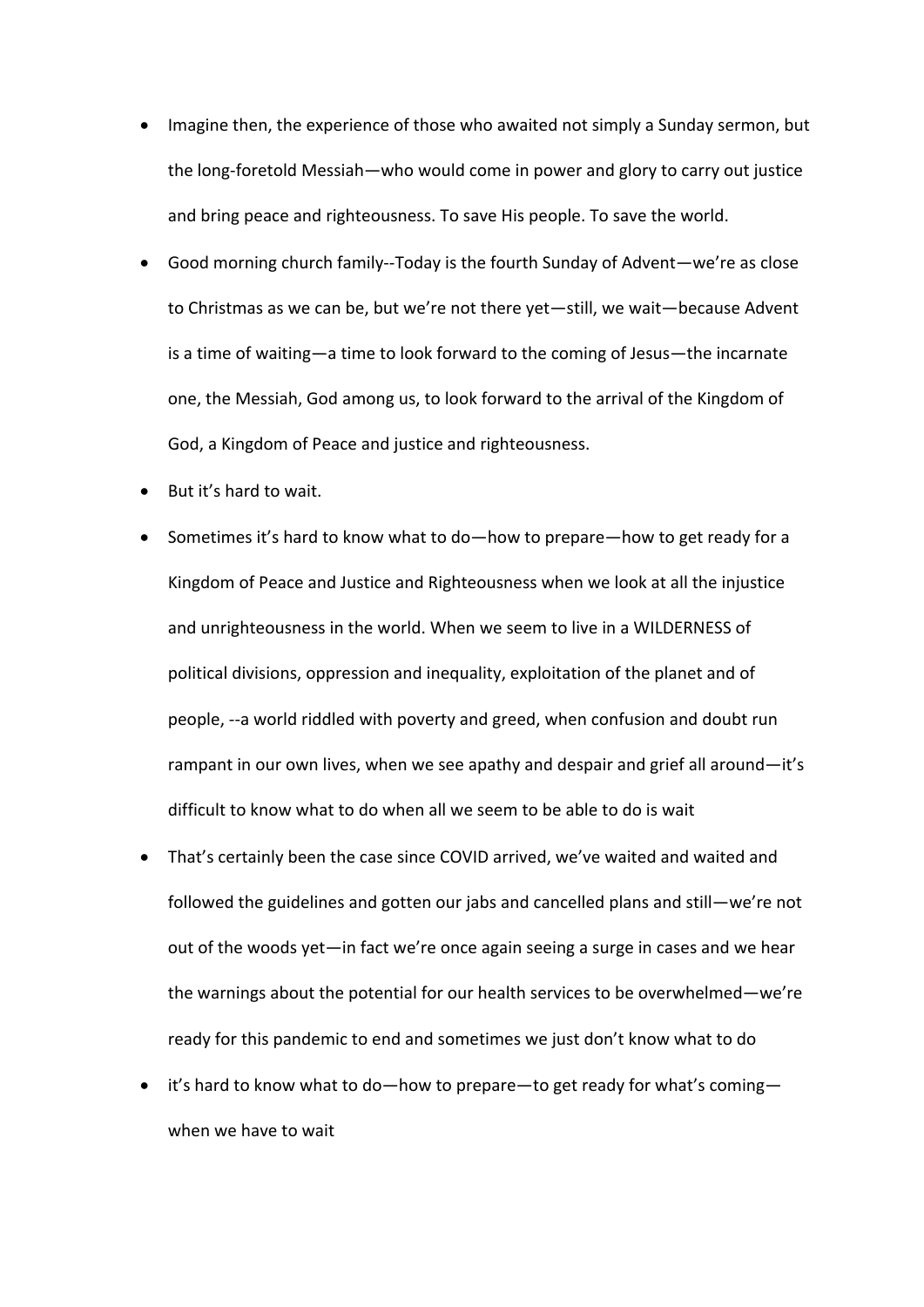- Imagine then, the experience of those who awaited not simply a Sunday sermon, but the long-foretold Messiah—who would come in power and glory to carry out justice and bring peace and righteousness. To save His people. To save the world.
- Good morning church family--Today is the fourth Sunday of Advent—we're as close to Christmas as we can be, but we're not there yet—still, we wait—because Advent is a time of waiting—a time to look forward to the coming of Jesus—the incarnate one, the Messiah, God among us, to look forward to the arrival of the Kingdom of God, a Kingdom of Peace and justice and righteousness.
- But it's hard to wait.
- Sometimes it's hard to know what to do—how to prepare—how to get ready for a Kingdom of Peace and Justice and Righteousness when we look at all the injustice and unrighteousness in the world. When we seem to live in a WILDERNESS of political divisions, oppression and inequality, exploitation of the planet and of people, --a world riddled with poverty and greed, when confusion and doubt run rampant in our own lives, when we see apathy and despair and grief all around—it's difficult to know what to do when all we seem to be able to do is wait
- That's certainly been the case since COVID arrived, we've waited and waited and followed the guidelines and gotten our jabs and cancelled plans and still—we're not out of the woods yet—in fact we're once again seeing a surge in cases and we hear the warnings about the potential for our health services to be overwhelmed—we're ready for this pandemic to end and sometimes we just don't know what to do
- it's hard to know what to do—how to prepare—to get ready for what's coming—when we have to wait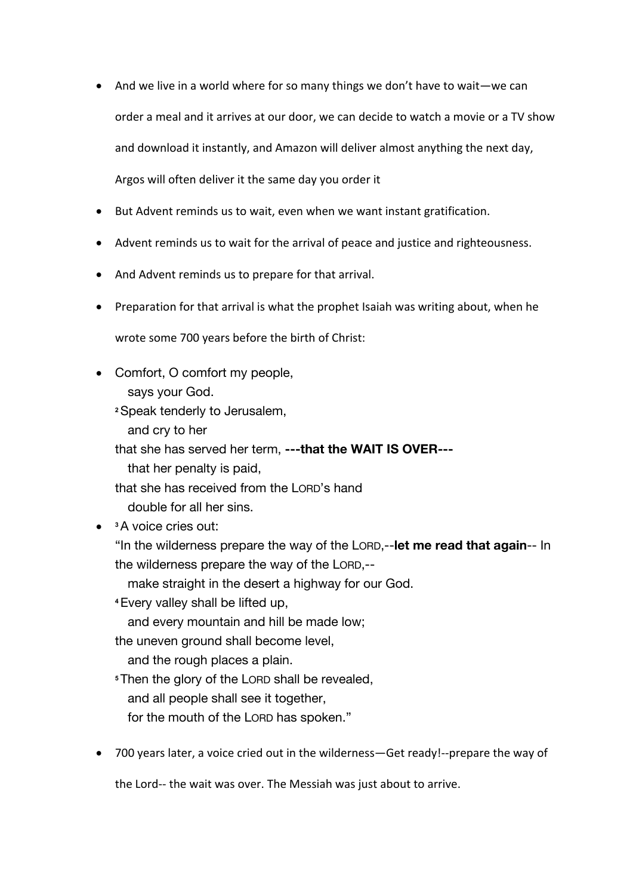- And we live in a world where for so many things we don't have to wait—we can order a meal and it arrives at our door, we can decide to watch a movie or a TV show and download it instantly, and Amazon will deliver almost anything the next day, Argos will often deliver it the same day you order it
- But Advent reminds us to wait, even when we want instant gratification.
- Advent reminds us to wait for the arrival of peace and justice and righteousness.
- And Advent reminds us to prepare for that arrival.
- Preparation for that arrival is what the prophet Isaiah was writing about, when he wrote some 700 years before the birth of Christ:
- Comfort, O comfort my people,
  says your God.
  [2] Speak tenderly to Jerusalem,
  and cry to her
  that she has served her term, **---that the WAIT IS OVER---**
  that her penalty is paid,
  that she has received from the LORD's hand
  double for all her sins.
- [3] A voice cries out:
  "In the wilderness prepare the way of the LORD,--**let me read that again**-- In the wilderness prepare the way of the LORD,--
  make straight in the desert a highway for our God.
  [4] Every valley shall be lifted up,
  and every mountain and hill be made low;
  the uneven ground shall become level,
  and the rough places a plain.
  [5] Then the glory of the LORD shall be revealed,
  and all people shall see it together,
  for the mouth of the LORD has spoken."
- 700 years later, a voice cried out in the wilderness—Get ready!--prepare the way of the Lord-- the wait was over. The Messiah was just about to arrive.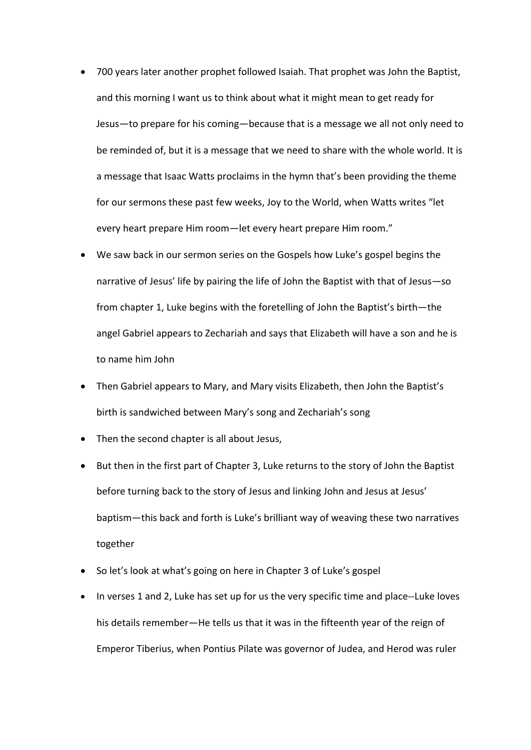- 700 years later another prophet followed Isaiah. That prophet was John the Baptist, and this morning I want us to think about what it might mean to get ready for Jesus—to prepare for his coming—because that is a message we all not only need to be reminded of, but it is a message that we need to share with the whole world. It is a message that Isaac Watts proclaims in the hymn that's been providing the theme for our sermons these past few weeks, Joy to the World, when Watts writes "let every heart prepare Him room—let every heart prepare Him room."
- We saw back in our sermon series on the Gospels how Luke's gospel begins the narrative of Jesus' life by pairing the life of John the Baptist with that of Jesus—so from chapter 1, Luke begins with the foretelling of John the Baptist's birth—the angel Gabriel appears to Zechariah and says that Elizabeth will have a son and he is to name him John
- Then Gabriel appears to Mary, and Mary visits Elizabeth, then John the Baptist's birth is sandwiched between Mary's song and Zechariah's song
- Then the second chapter is all about Jesus,
- But then in the first part of Chapter 3, Luke returns to the story of John the Baptist before turning back to the story of Jesus and linking John and Jesus at Jesus' baptism—this back and forth is Luke's brilliant way of weaving these two narratives together
- So let's look at what's going on here in Chapter 3 of Luke's gospel
- In verses 1 and 2, Luke has set up for us the very specific time and place--Luke loves his details remember—He tells us that it was in the fifteenth year of the reign of Emperor Tiberius, when Pontius Pilate was governor of Judea, and Herod was ruler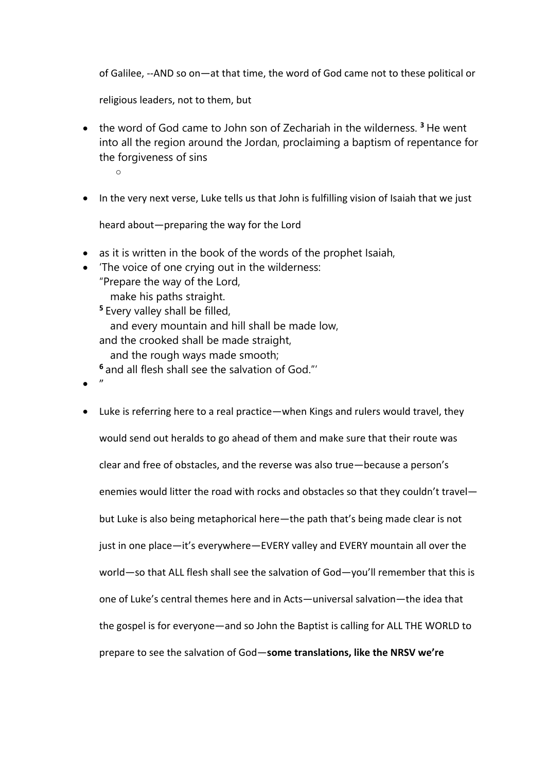of Galilee, --AND so on—at that time, the word of God came not to these political or religious leaders, not to them, but

- the word of God came to John son of Zechariah in the wilderness. [3] He went into all the region around the Jordan, proclaiming a baptism of repentance for the forgiveness of sins
    - 

- In the very next verse, Luke tells us that John is fulfilling vision of Isaiah that we just heard about—preparing the way for the Lord
- as it is written in the book of the words of the prophet Isaiah,
- 'The voice of one crying out in the wilderness:
  "Prepare the way of the Lord,
     make his paths straight.
  [5] Every valley shall be filled,
     and every mountain and hill shall be made low,
  and the crooked shall be made straight,
     and the rough ways made smooth;
  [6] and all flesh shall see the salvation of God."'
- "

- Luke is referring here to a real practice—when Kings and rulers would travel, they would send out heralds to go ahead of them and make sure that their route was clear and free of obstacles, and the reverse was also true—because a person's enemies would litter the road with rocks and obstacles so that they couldn't travel—but Luke is also being metaphorical here—the path that's being made clear is not just in one place—it's everywhere—EVERY valley and EVERY mountain all over the world—so that ALL flesh shall see the salvation of God—you'll remember that this is one of Luke's central themes here and in Acts—universal salvation—the idea that the gospel is for everyone—and so John the Baptist is calling for ALL THE WORLD to prepare to see the salvation of God—**some translations, like the NRSV we're**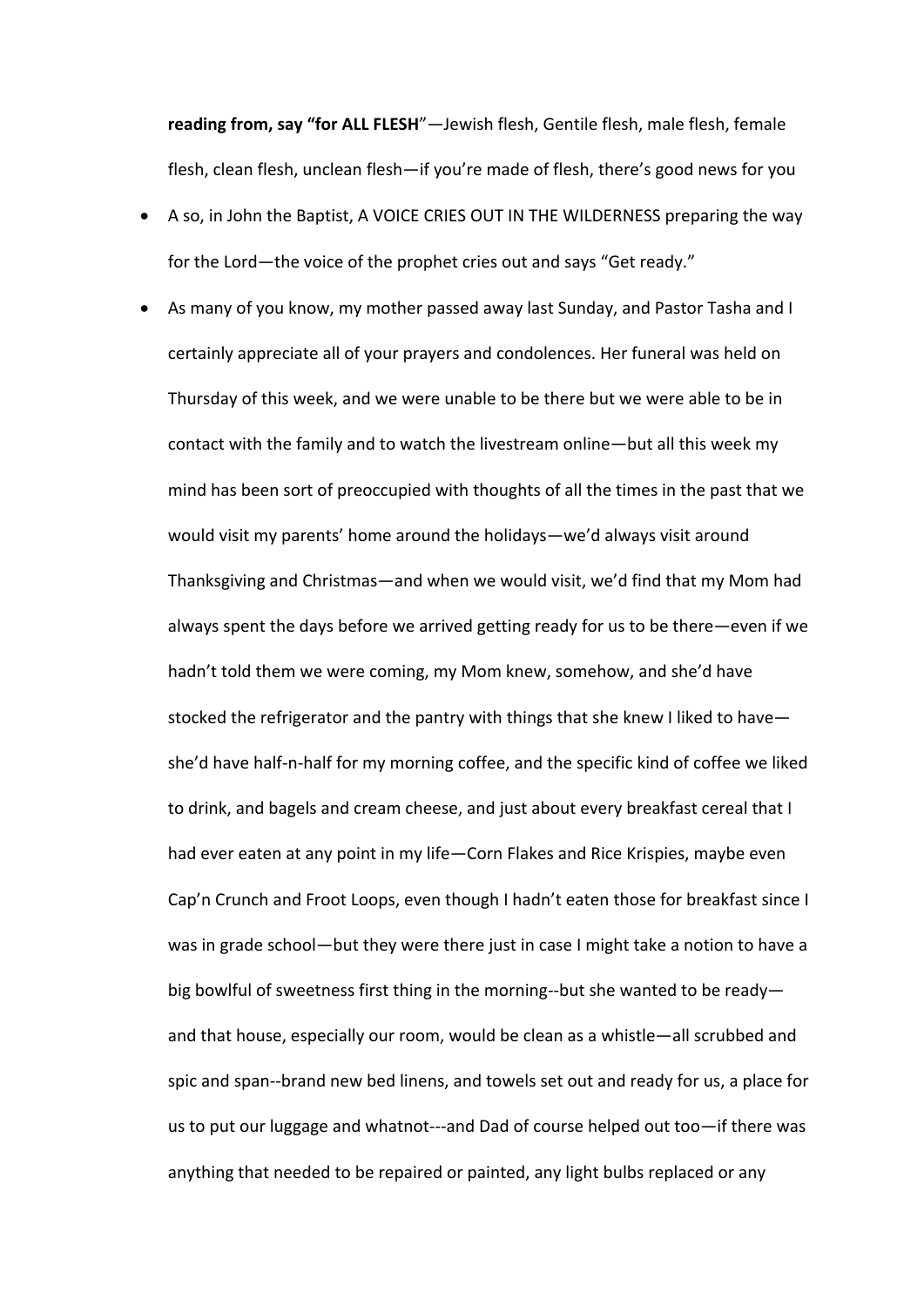**reading from, say "for ALL FLESH**"—Jewish flesh, Gentile flesh, male flesh, female flesh, clean flesh, unclean flesh—if you're made of flesh, there's good news for you

- A so, in John the Baptist, A VOICE CRIES OUT IN THE WILDERNESS preparing the way for the Lord—the voice of the prophet cries out and says "Get ready."
- As many of you know, my mother passed away last Sunday, and Pastor Tasha and I certainly appreciate all of your prayers and condolences. Her funeral was held on Thursday of this week, and we were unable to be there but we were able to be in contact with the family and to watch the livestream online—but all this week my mind has been sort of preoccupied with thoughts of all the times in the past that we would visit my parents' home around the holidays—we'd always visit around Thanksgiving and Christmas—and when we would visit, we'd find that my Mom had always spent the days before we arrived getting ready for us to be there—even if we hadn't told them we were coming, my Mom knew, somehow, and she'd have stocked the refrigerator and the pantry with things that she knew I liked to have—she'd have half-n-half for my morning coffee, and the specific kind of coffee we liked to drink, and bagels and cream cheese, and just about every breakfast cereal that I had ever eaten at any point in my life—Corn Flakes and Rice Krispies, maybe even Cap'n Crunch and Froot Loops, even though I hadn't eaten those for breakfast since I was in grade school—but they were there just in case I might take a notion to have a big bowlful of sweetness first thing in the morning--but she wanted to be ready—and that house, especially our room, would be clean as a whistle—all scrubbed and spic and span--brand new bed linens, and towels set out and ready for us, a place for us to put our luggage and whatnot---and Dad of course helped out too—if there was anything that needed to be repaired or painted, any light bulbs replaced or any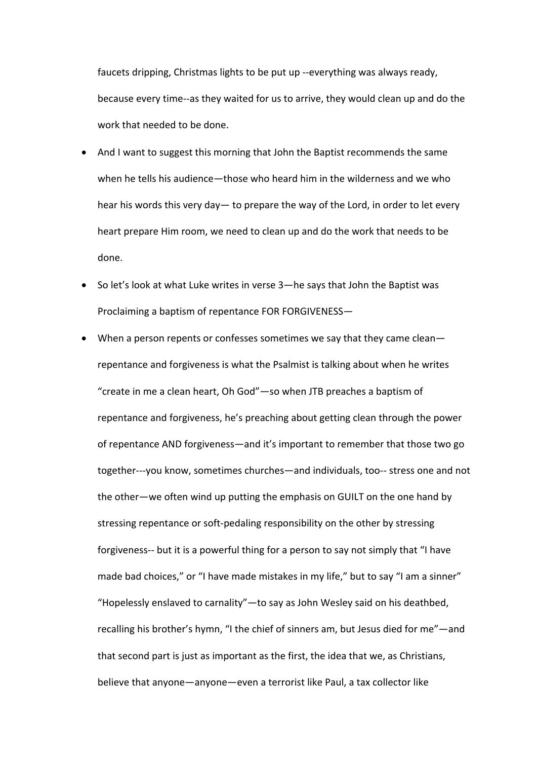faucets dripping, Christmas lights to be put up --everything was always ready, because every time--as they waited for us to arrive, they would clean up and do the work that needed to be done.

- And I want to suggest this morning that John the Baptist recommends the same when he tells his audience—those who heard him in the wilderness and we who hear his words this very day— to prepare the way of the Lord, in order to let every heart prepare Him room, we need to clean up and do the work that needs to be done.
- So let's look at what Luke writes in verse 3—he says that John the Baptist was Proclaiming a baptism of repentance FOR FORGIVENESS—
- When a person repents or confesses sometimes we say that they came clean—repentance and forgiveness is what the Psalmist is talking about when he writes "create in me a clean heart, Oh God"—so when JTB preaches a baptism of repentance and forgiveness, he's preaching about getting clean through the power of repentance AND forgiveness—and it's important to remember that those two go together---you know, sometimes churches—and individuals, too-- stress one and not the other—we often wind up putting the emphasis on GUILT on the one hand by stressing repentance or soft-pedaling responsibility on the other by stressing forgiveness-- but it is a powerful thing for a person to say not simply that "I have made bad choices," or "I have made mistakes in my life," but to say "I am a sinner" "Hopelessly enslaved to carnality"—to say as John Wesley said on his deathbed, recalling his brother's hymn, "I the chief of sinners am, but Jesus died for me"—and that second part is just as important as the first, the idea that we, as Christians, believe that anyone—anyone—even a terrorist like Paul, a tax collector like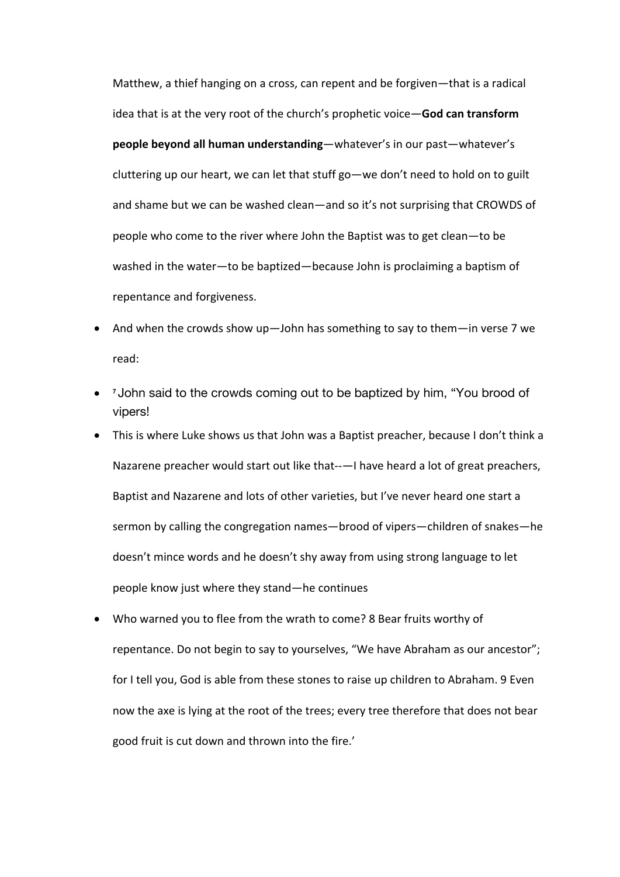Matthew, a thief hanging on a cross, can repent and be forgiven—that is a radical idea that is at the very root of the church's prophetic voice—**God can transform people beyond all human understanding**—whatever's in our past—whatever's cluttering up our heart, we can let that stuff go—we don't need to hold on to guilt and shame but we can be washed clean—and so it's not surprising that CROWDS of people who come to the river where John the Baptist was to get clean—to be washed in the water—to be baptized—because John is proclaiming a baptism of repentance and forgiveness.

- And when the crowds show up—John has something to say to them—in verse 7 we read:
- [7] John said to the crowds coming out to be baptized by him, "You brood of vipers!
- This is where Luke shows us that John was a Baptist preacher, because I don't think a Nazarene preacher would start out like that-—I have heard a lot of great preachers, Baptist and Nazarene and lots of other varieties, but I've never heard one start a sermon by calling the congregation names—brood of vipers—children of snakes—he doesn't mince words and he doesn't shy away from using strong language to let people know just where they stand—he continues
- Who warned you to flee from the wrath to come? 8 Bear fruits worthy of repentance. Do not begin to say to yourselves, "We have Abraham as our ancestor"; for I tell you, God is able from these stones to raise up children to Abraham. 9 Even now the axe is lying at the root of the trees; every tree therefore that does not bear good fruit is cut down and thrown into the fire.'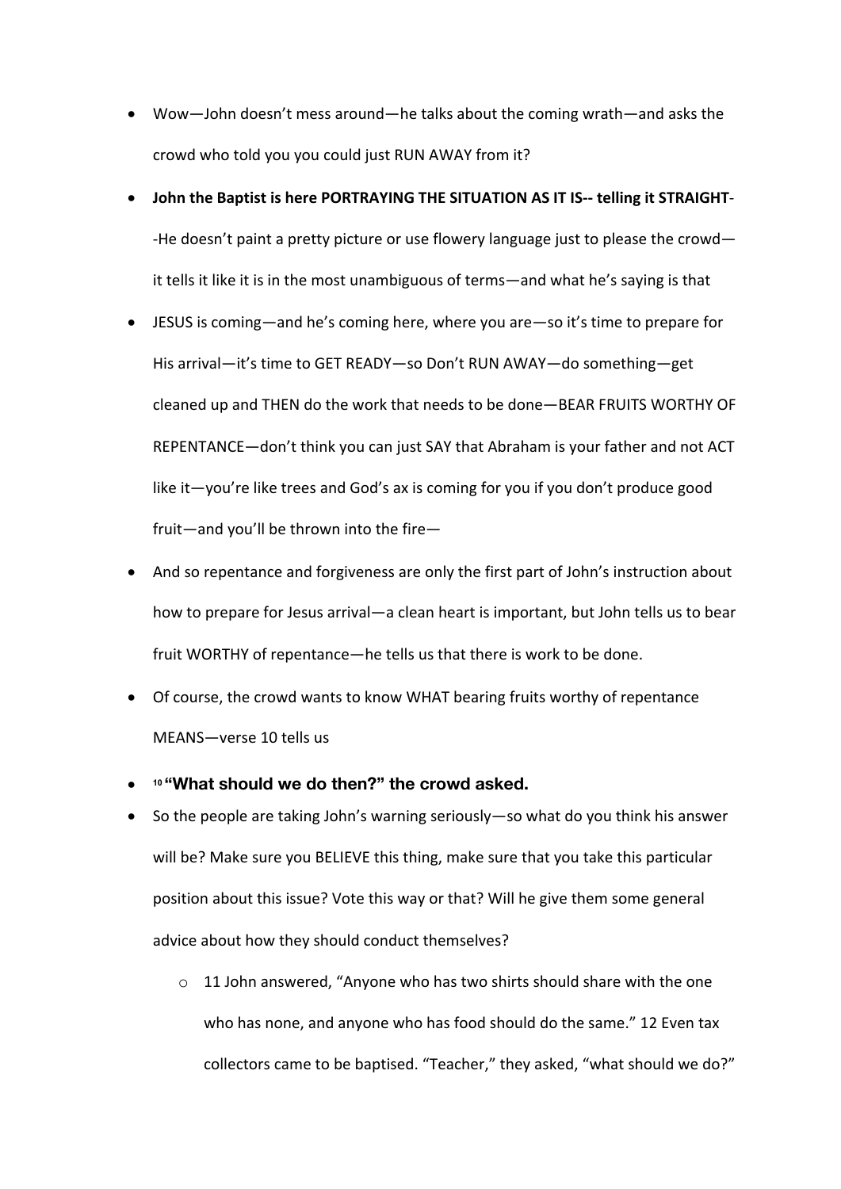- Wow—John doesn't mess around—he talks about the coming wrath—and asks the crowd who told you you could just RUN AWAY from it?
- **John the Baptist is here PORTRAYING THE SITUATION AS IT IS-- telling it STRAIGHT**--He doesn't paint a pretty picture or use flowery language just to please the crowd—it tells it like it is in the most unambiguous of terms—and what he's saying is that
- JESUS is coming—and he's coming here, where you are—so it's time to prepare for His arrival—it's time to GET READY—so Don't RUN AWAY—do something—get cleaned up and THEN do the work that needs to be done—BEAR FRUITS WORTHY OF REPENTANCE—don't think you can just SAY that Abraham is your father and not ACT like it—you're like trees and God's ax is coming for you if you don't produce good fruit—and you'll be thrown into the fire—
- And so repentance and forgiveness are only the first part of John's instruction about how to prepare for Jesus arrival—a clean heart is important, but John tells us to bear fruit WORTHY of repentance—he tells us that there is work to be done.
- Of course, the crowd wants to know WHAT bearing fruits worthy of repentance MEANS—verse 10 tells us
- **10 "What should we do then?" the crowd asked.**
- So the people are taking John's warning seriously—so what do you think his answer will be? Make sure you BELIEVE this thing, make sure that you take this particular position about this issue? Vote this way or that? Will he give them some general advice about how they should conduct themselves?
  - 11 John answered, "Anyone who has two shirts should share with the one who has none, and anyone who has food should do the same." 12 Even tax collectors came to be baptised. "Teacher," they asked, "what should we do?"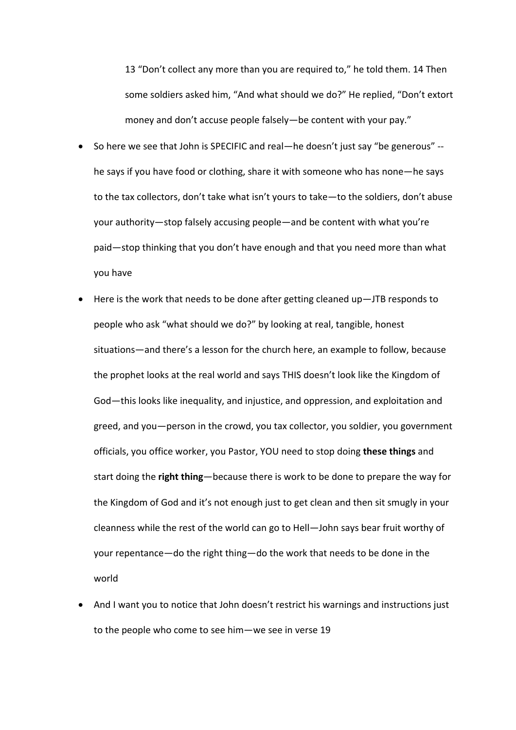> 13 “Don’t collect any more than you are required to,” he told them. 14 Then some soldiers asked him, “And what should we do?” He replied, “Don’t extort money and don’t accuse people falsely—be content with your pay.”

- So here we see that John is SPECIFIC and real—he doesn’t just say “be generous” -- he says if you have food or clothing, share it with someone who has none—he says to the tax collectors, don’t take what isn’t yours to take—to the soldiers, don’t abuse your authority—stop falsely accusing people—and be content with what you’re paid—stop thinking that you don’t have enough and that you need more than what you have
- Here is the work that needs to be done after getting cleaned up—JTB responds to people who ask “what should we do?” by looking at real, tangible, honest situations—and there’s a lesson for the church here, an example to follow, because the prophet looks at the real world and says THIS doesn’t look like the Kingdom of God—this looks like inequality, and injustice, and oppression, and exploitation and greed, and you—person in the crowd, you tax collector, you soldier, you government officials, you office worker, you Pastor, YOU need to stop doing **these things** and start doing the **right thing**—because there is work to be done to prepare the way for the Kingdom of God and it’s not enough just to get clean and then sit smugly in your cleanness while the rest of the world can go to Hell—John says bear fruit worthy of your repentance—do the right thing—do the work that needs to be done in the world
- And I want you to notice that John doesn’t restrict his warnings and instructions just to the people who come to see him—we see in verse 19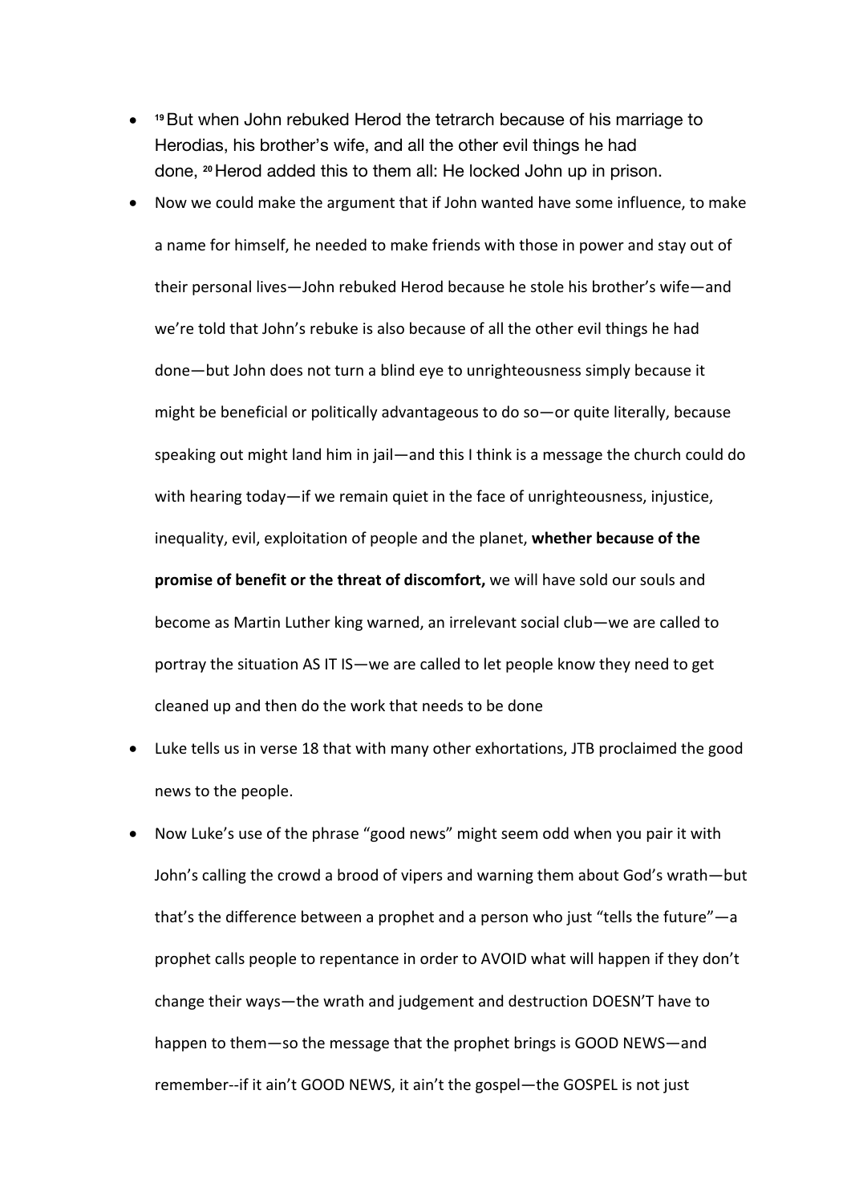- [19] But when John rebuked Herod the tetrarch because of his marriage to Herodias, his brother's wife, and all the other evil things he had done, [20] Herod added this to them all: He locked John up in prison.
- Now we could make the argument that if John wanted have some influence, to make a name for himself, he needed to make friends with those in power and stay out of their personal lives—John rebuked Herod because he stole his brother's wife—and we're told that John's rebuke is also because of all the other evil things he had done—but John does not turn a blind eye to unrighteousness simply because it might be beneficial or politically advantageous to do so—or quite literally, because speaking out might land him in jail—and this I think is a message the church could do with hearing today—if we remain quiet in the face of unrighteousness, injustice, inequality, evil, exploitation of people and the planet, **whether because of the promise of benefit or the threat of discomfort,** we will have sold our souls and become as Martin Luther king warned, an irrelevant social club—we are called to portray the situation AS IT IS—we are called to let people know they need to get cleaned up and then do the work that needs to be done
- Luke tells us in verse 18 that with many other exhortations, JTB proclaimed the good news to the people.
- Now Luke's use of the phrase "good news" might seem odd when you pair it with John's calling the crowd a brood of vipers and warning them about God's wrath—but that's the difference between a prophet and a person who just "tells the future"—a prophet calls people to repentance in order to AVOID what will happen if they don't change their ways—the wrath and judgement and destruction DOESN'T have to happen to them—so the message that the prophet brings is GOOD NEWS—and remember--if it ain't GOOD NEWS, it ain't the gospel—the GOSPEL is not just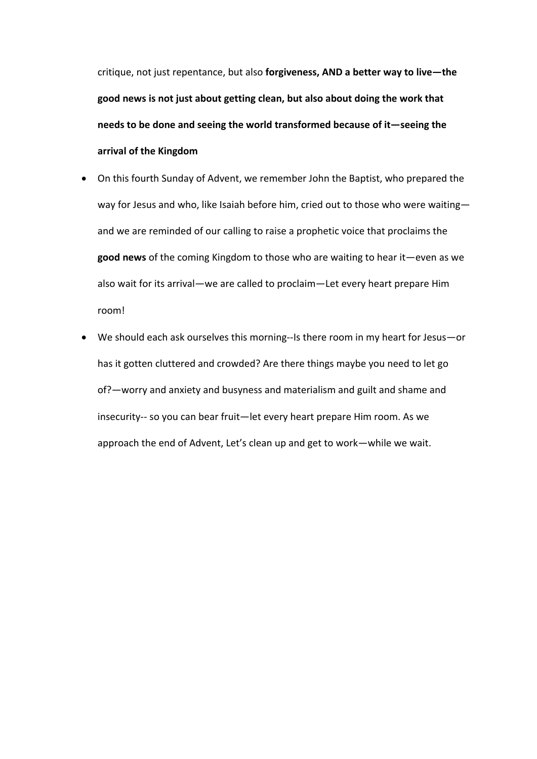critique, not just repentance, but also **forgiveness, AND a better way to live—the good news is not just about getting clean, but also about doing the work that needs to be done and seeing the world transformed because of it—seeing the arrival of the Kingdom**

- On this fourth Sunday of Advent, we remember John the Baptist, who prepared the way for Jesus and who, like Isaiah before him, cried out to those who were waiting—and we are reminded of our calling to raise a prophetic voice that proclaims the **good news** of the coming Kingdom to those who are waiting to hear it—even as we also wait for its arrival—we are called to proclaim—Let every heart prepare Him room!
- We should each ask ourselves this morning--Is there room in my heart for Jesus—or has it gotten cluttered and crowded? Are there things maybe you need to let go of?—worry and anxiety and busyness and materialism and guilt and shame and insecurity-- so you can bear fruit—let every heart prepare Him room. As we approach the end of Advent, Let's clean up and get to work—while we wait.